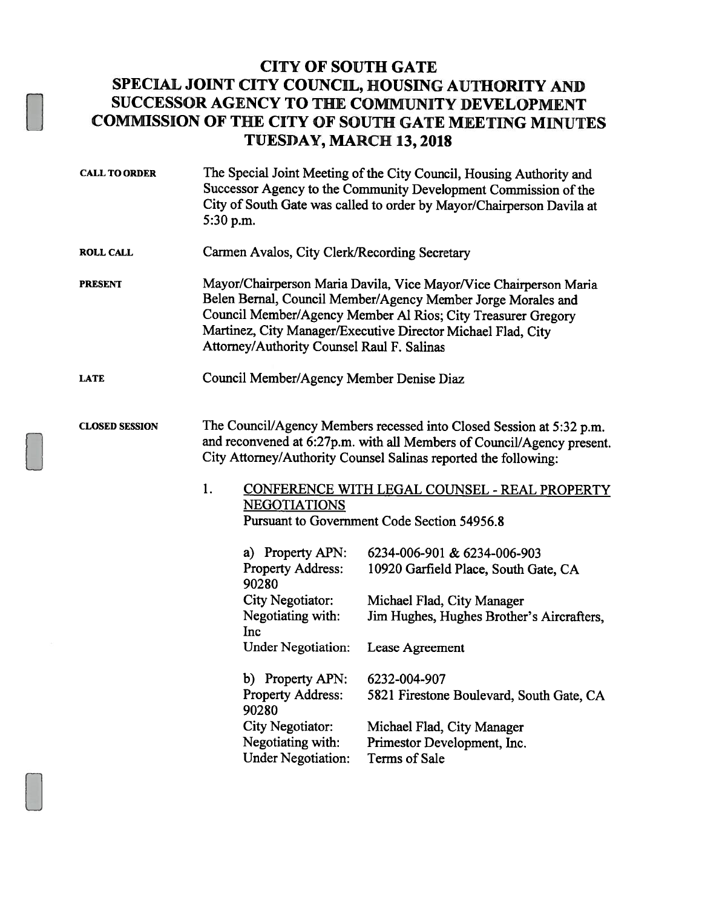# CITY OF SOUTH GATE
## SPECIAL JOINT CITY COUNCIL, HOUSING AUTHORITY AND SUCCESSOR AGENCY TO THE COMMUNITY DEVELOPMENT COMMISSION OF THE CITY OF SOUTH GATE MEETING MINUTES
## TUESDAY, MARCH 13, 2018

**CALL TO ORDER**

The Special Joint Meeting of the City Council, Housing Authority and Successor Agency to the Community Development Commission of the City of South Gate was called to order by Mayor/Chairperson Davila at 5:30 p.m.

**ROLL CALL**

Carmen Avalos, City Clerk/Recording Secretary

**PRESENT**

Mayor/Chairperson Maria Davila, Vice Mayor/Vice Chairperson Maria Belen Bernal, Council Member/Agency Member Jorge Morales and Council Member/Agency Member Al Rios; City Treasurer Gregory Martinez, City Manager/Executive Director Michael Flad, City Attorney/Authority Counsel Raul F. Salinas

**LATE**

Council Member/Agency Member Denise Diaz

**CLOSED SESSION**

The Council/Agency Members recessed into Closed Session at 5:32 p.m. and reconvened at 6:27p.m. with all Members of Council/Agency present. City Attorney/Authority Counsel Salinas reported the following:

1. CONFERENCE WITH LEGAL COUNSEL - REAL PROPERTY NEGOTIATIONS
   Pursuant to Government Code Section 54956.8

   a) Property APN: 6234-006-901 & 6234-006-903
   Property Address: 10920 Garfield Place, South Gate, CA 90280
   City Negotiator: Michael Flad, City Manager
   Negotiating with: Jim Hughes, Hughes Brother's Aircrafters, Inc
   Under Negotiation: Lease Agreement

   b) Property APN: 6232-004-907
   Property Address: 5821 Firestone Boulevard, South Gate, CA 90280
   City Negotiator: Michael Flad, City Manager
   Negotiating with: Primestor Development, Inc.
   Under Negotiation: Terms of Sale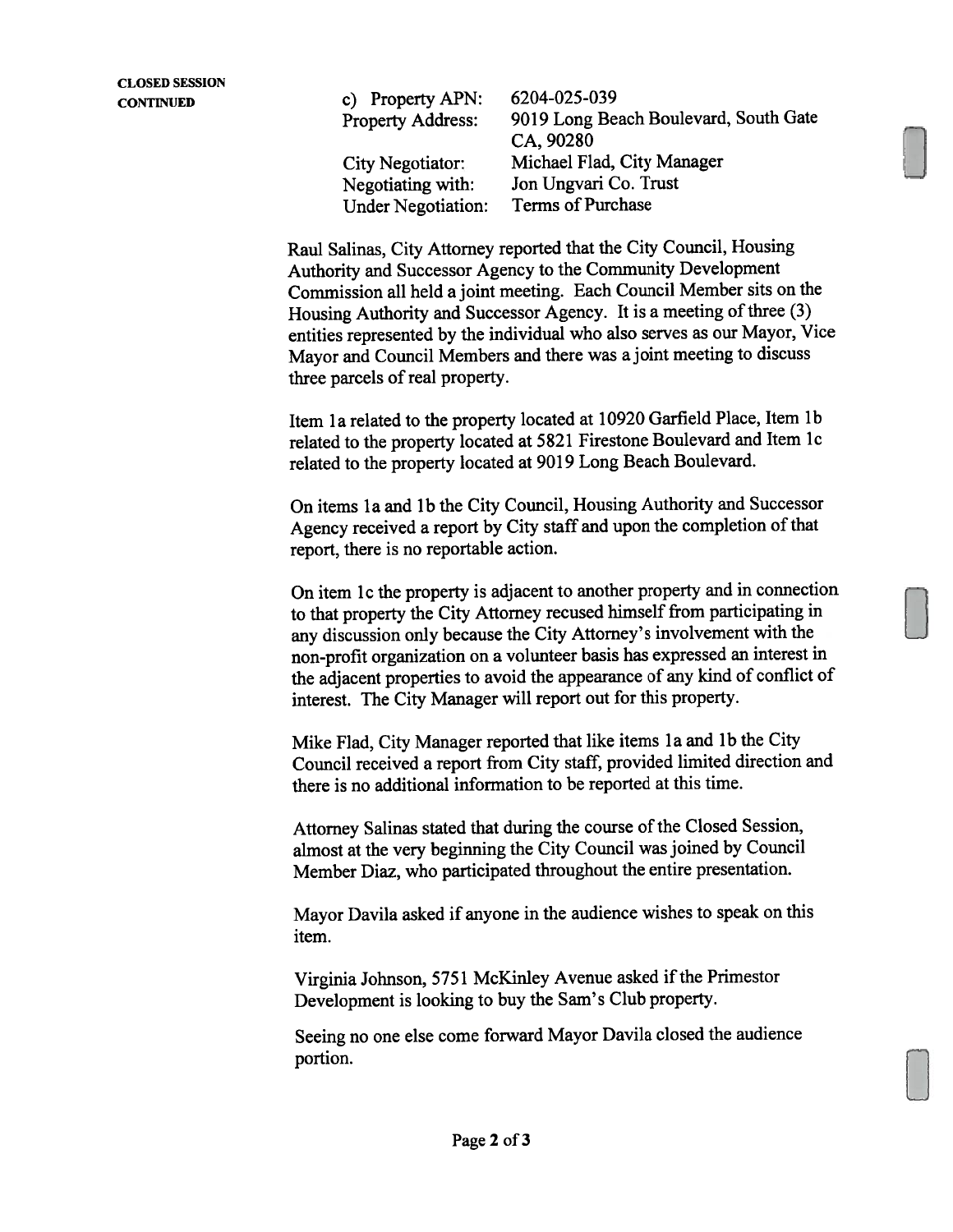**CLOSED SESSION CONTINUED**

| | |
|---|---|
| c) Property APN: | 6204-025-039 |
| Property Address: | 9019 Long Beach Boulevard, South Gate CA, 90280 |
| City Negotiator: | Michael Flad, City Manager |
| Negotiating with: | Jon Ungvari Co. Trust |
| Under Negotiation: | Terms of Purchase |

Raul Salinas, City Attorney reported that the City Council, Housing Authority and Successor Agency to the Community Development Commission all held a joint meeting. Each Council Member sits on the Housing Authority and Successor Agency. It is a meeting of three (3) entities represented by the individual who also serves as our Mayor, Vice Mayor and Council Members and there was a joint meeting to discuss three parcels of real property.

Item 1a related to the property located at 10920 Garfield Place, Item 1b related to the property located at 5821 Firestone Boulevard and Item 1c related to the property located at 9019 Long Beach Boulevard.

On items 1a and 1b the City Council, Housing Authority and Successor Agency received a report by City staff and upon the completion of that report, there is no reportable action.

On item 1c the property is adjacent to another property and in connection to that property the City Attorney recused himself from participating in any discussion only because the City Attorney's involvement with the non-profit organization on a volunteer basis has expressed an interest in the adjacent properties to avoid the appearance of any kind of conflict of interest. The City Manager will report out for this property.

Mike Flad, City Manager reported that like items 1a and 1b the City Council received a report from City staff, provided limited direction and there is no additional information to be reported at this time.

Attorney Salinas stated that during the course of the Closed Session, almost at the very beginning the City Council was joined by Council Member Diaz, who participated throughout the entire presentation.

Mayor Davila asked if anyone in the audience wishes to speak on this item.

Virginia Johnson, 5751 McKinley Avenue asked if the Primestor Development is looking to buy the Sam's Club property.

Seeing no one else come forward Mayor Davila closed the audience portion.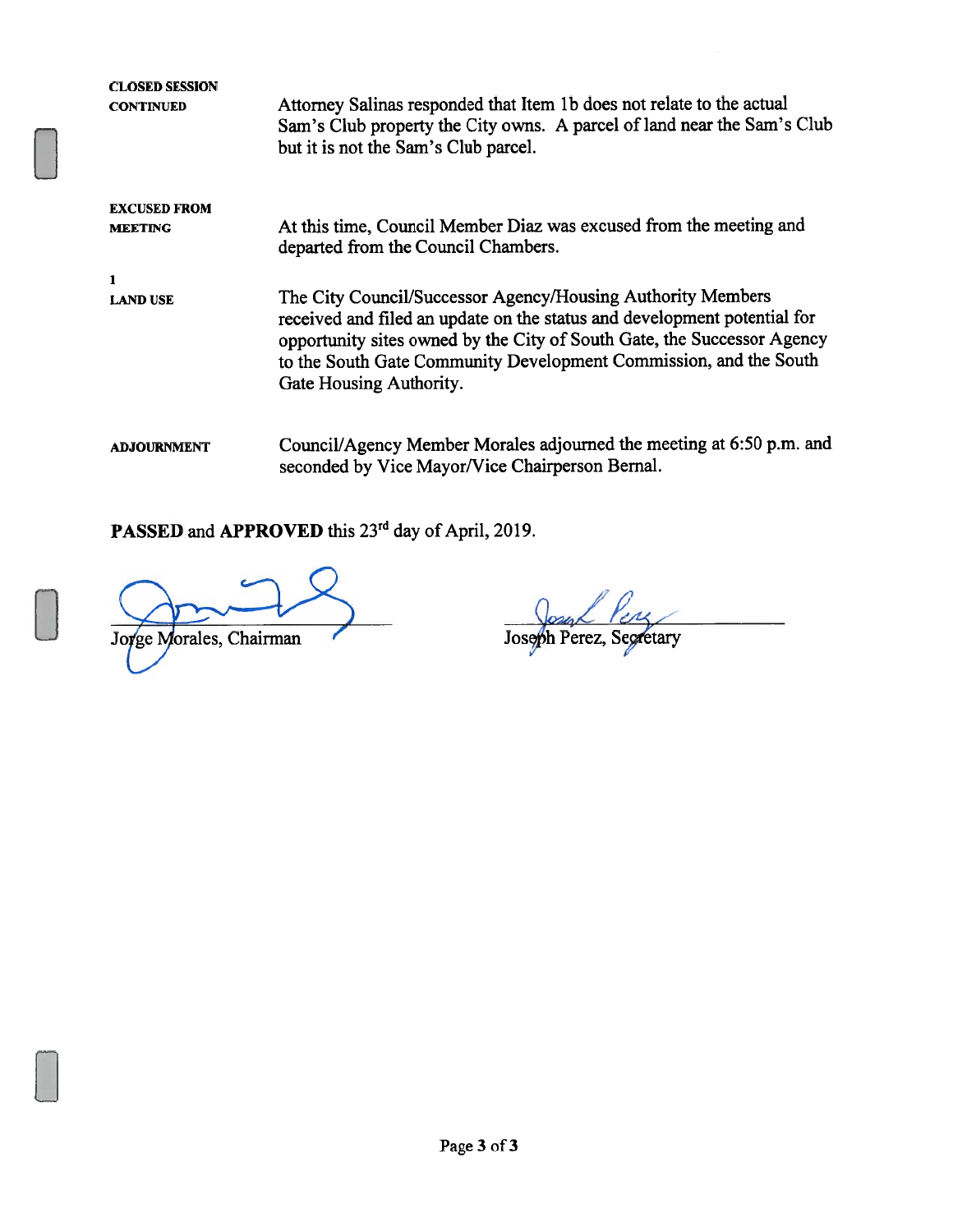**CLOSED SESSION CONTINUED**

Attorney Salinas responded that Item 1b does not relate to the actual Sam's Club property the City owns. A parcel of land near the Sam's Club but it is not the Sam's Club parcel.

**EXCUSED FROM MEETING**

At this time, Council Member Diaz was excused from the meeting and departed from the Council Chambers.

**1**
**LAND USE**

The City Council/Successor Agency/Housing Authority Members received and filed an update on the status and development potential for opportunity sites owned by the City of South Gate, the Successor Agency to the South Gate Community Development Commission, and the South Gate Housing Authority.

**ADJOURNMENT**

Council/Agency Member Morales adjourned the meeting at 6:50 p.m. and seconded by Vice Mayor/Vice Chairperson Bernal.

**PASSED** and **APPROVED** this 23rd day of April, 2019.

Jorge Morales, Chairman

Joseph Perez, Secretary